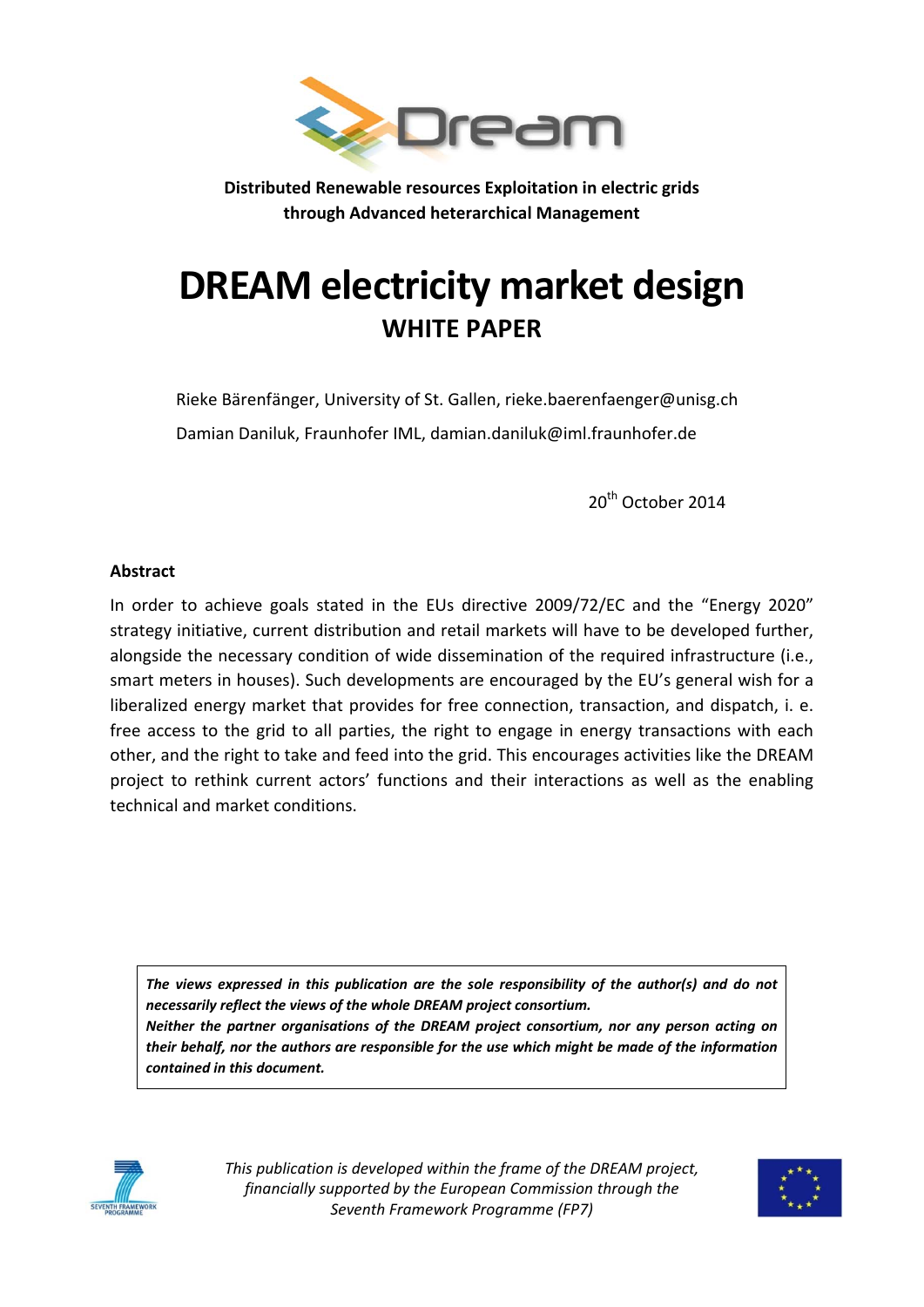**Distributed Renewable resources Exploitation in electric grids through Advanced heterarchical Management**

# DREAM electricity market design

## WHITE PAPER

Rieke Bärenfänger, University of St. Gallen, rieke.baerenfaenger@unisg.ch

Damian Daniluk, Fraunhofer IML, damian.daniluk@iml.fraunhofer.de

20th October 2014

**Abstract**

In order to achieve goals stated in the EUs directive 2009/72/EC and the "Energy 2020" strategy initiative, current distribution and retail markets will have to be developed further, alongside the necessary condition of wide dissemination of the required infrastructure (i.e., smart meters in houses). Such developments are encouraged by the EU's general wish for a liberalized energy market that provides for free connection, transaction, and dispatch, i. e. free access to the grid to all parties, the right to engage in energy transactions with each other, and the right to take and feed into the grid. This encourages activities like the DREAM project to rethink current actors' functions and their interactions as well as the enabling technical and market conditions.

***The views expressed in this publication are the sole responsibility of the author(s) and do not necessarily reflect the views of the whole DREAM project consortium.***
***Neither the partner organisations of the DREAM project consortium, nor any person acting on their behalf, nor the authors are responsible for the use which might be made of the information contained in this document.***

*This publication is developed within the frame of the DREAM project, financially supported by the European Commission through the Seventh Framework Programme (FP7)*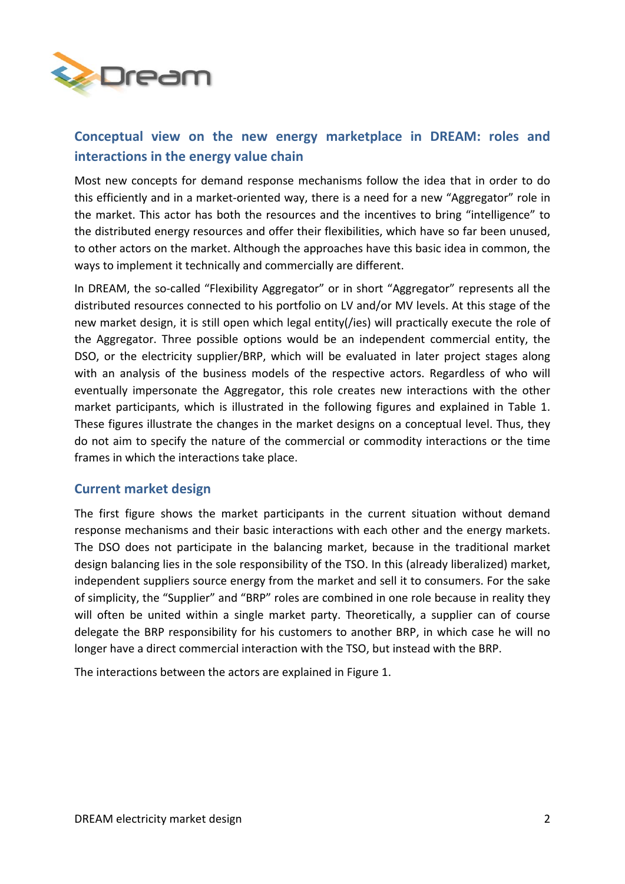## Conceptual view on the new energy marketplace in DREAM: roles and interactions in the energy value chain

Most new concepts for demand response mechanisms follow the idea that in order to do this efficiently and in a market-oriented way, there is a need for a new "Aggregator" role in the market. This actor has both the resources and the incentives to bring "intelligence" to the distributed energy resources and offer their flexibilities, which have so far been unused, to other actors on the market. Although the approaches have this basic idea in common, the ways to implement it technically and commercially are different.

In DREAM, the so-called "Flexibility Aggregator" or in short "Aggregator" represents all the distributed resources connected to his portfolio on LV and/or MV levels. At this stage of the new market design, it is still open which legal entity(/ies) will practically execute the role of the Aggregator. Three possible options would be an independent commercial entity, the DSO, or the electricity supplier/BRP, which will be evaluated in later project stages along with an analysis of the business models of the respective actors. Regardless of who will eventually impersonate the Aggregator, this role creates new interactions with the other market participants, which is illustrated in the following figures and explained in Table 1. These figures illustrate the changes in the market designs on a conceptual level. Thus, they do not aim to specify the nature of the commercial or commodity interactions or the time frames in which the interactions take place.

### Current market design

The first figure shows the market participants in the current situation without demand response mechanisms and their basic interactions with each other and the energy markets. The DSO does not participate in the balancing market, because in the traditional market design balancing lies in the sole responsibility of the TSO. In this (already liberalized) market, independent suppliers source energy from the market and sell it to consumers. For the sake of simplicity, the "Supplier" and "BRP" roles are combined in one role because in reality they will often be united within a single market party. Theoretically, a supplier can of course delegate the BRP responsibility for his customers to another BRP, in which case he will no longer have a direct commercial interaction with the TSO, but instead with the BRP.

The interactions between the actors are explained in Figure 1.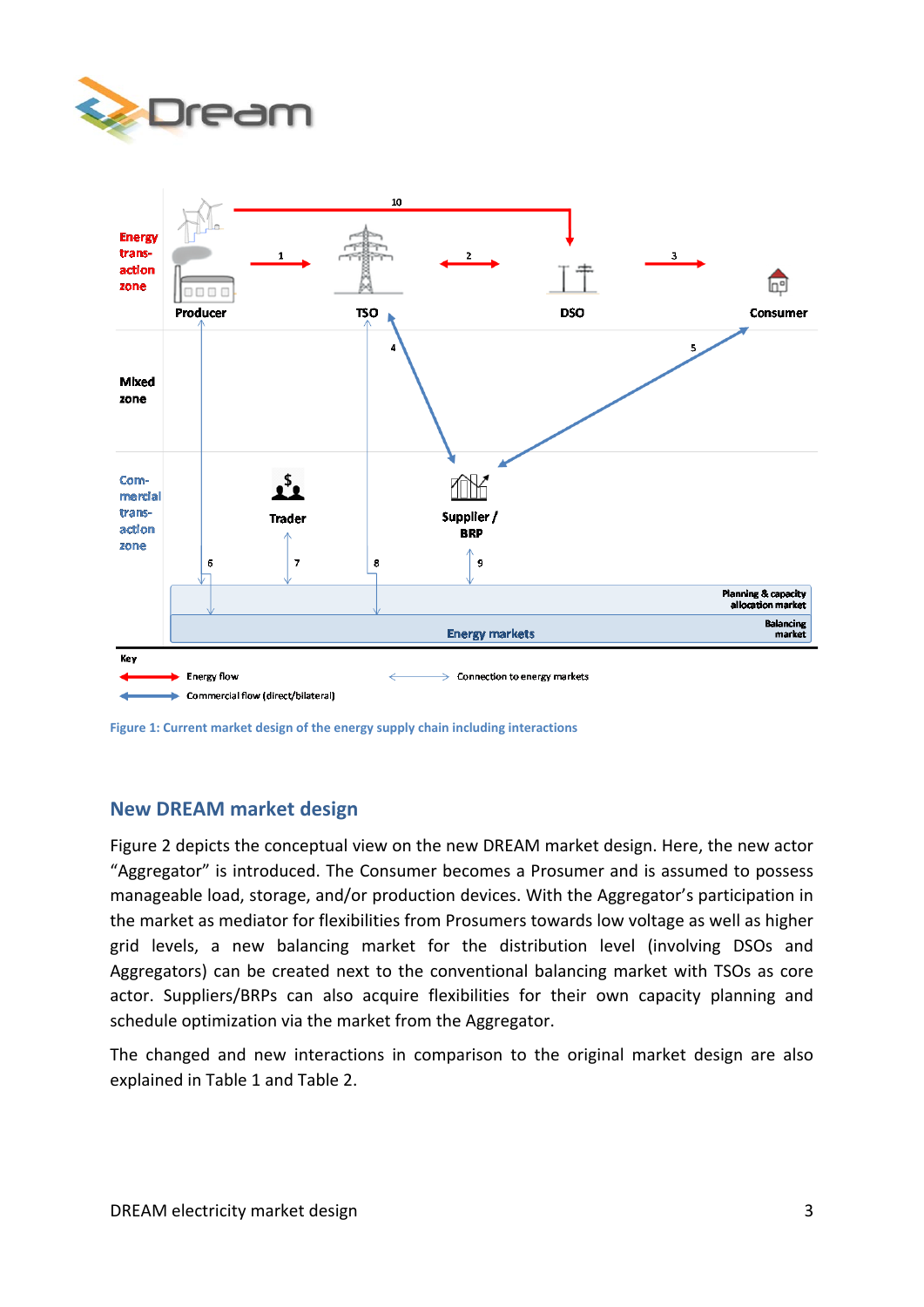Figure 1: Current market design of the energy supply chain including interactions

## New DREAM market design

Figure 2 depicts the conceptual view on the new DREAM market design. Here, the new actor "Aggregator" is introduced. The Consumer becomes a Prosumer and is assumed to possess manageable load, storage, and/or production devices. With the Aggregator's participation in the market as mediator for flexibilities from Prosumers towards low voltage as well as higher grid levels, a new balancing market for the distribution level (involving DSOs and Aggregators) can be created next to the conventional balancing market with TSOs as core actor. Suppliers/BRPs can also acquire flexibilities for their own capacity planning and schedule optimization via the market from the Aggregator.

The changed and new interactions in comparison to the original market design are also explained in Table 1 and Table 2.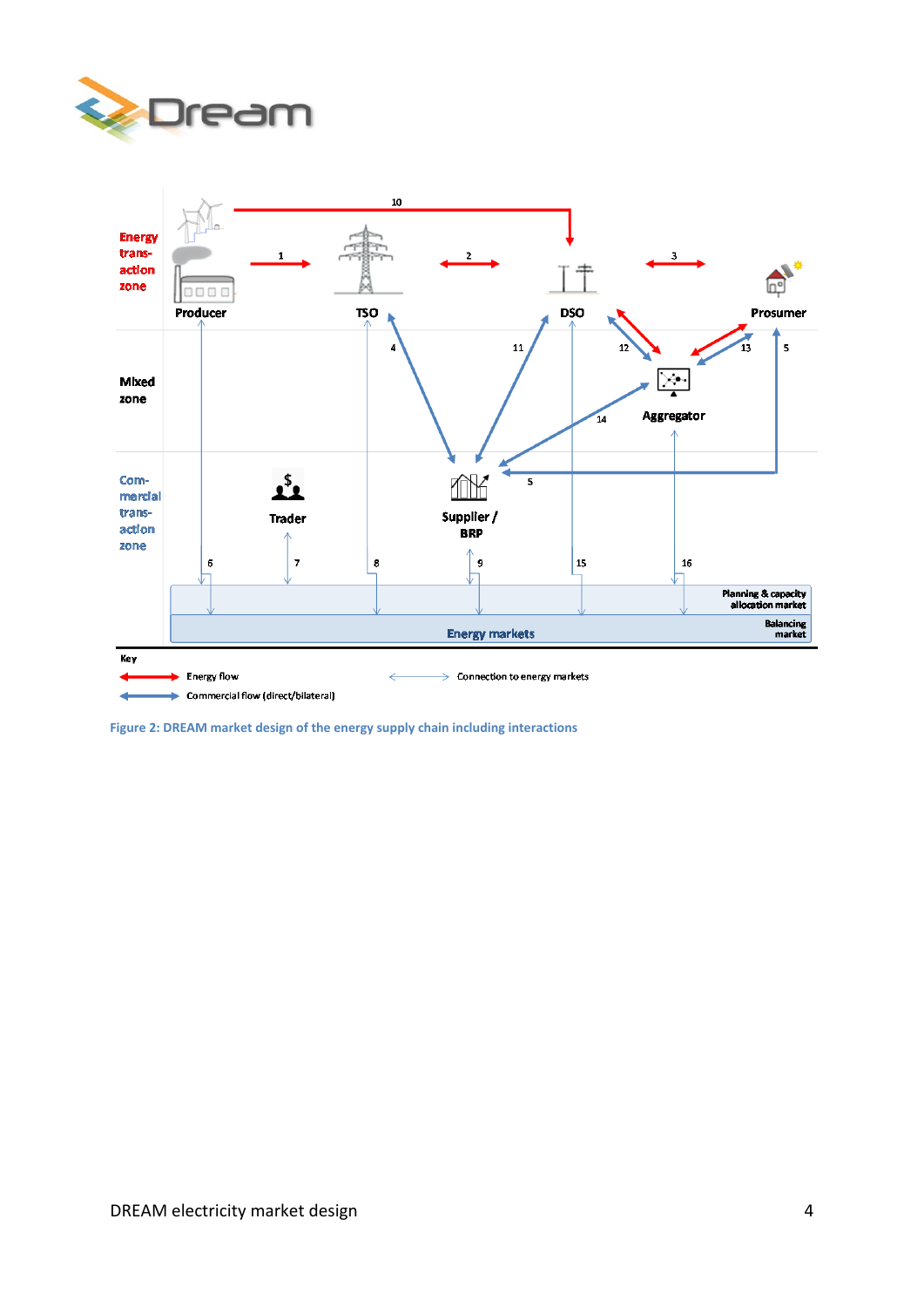Figure 2: DREAM market design of the energy supply chain including interactions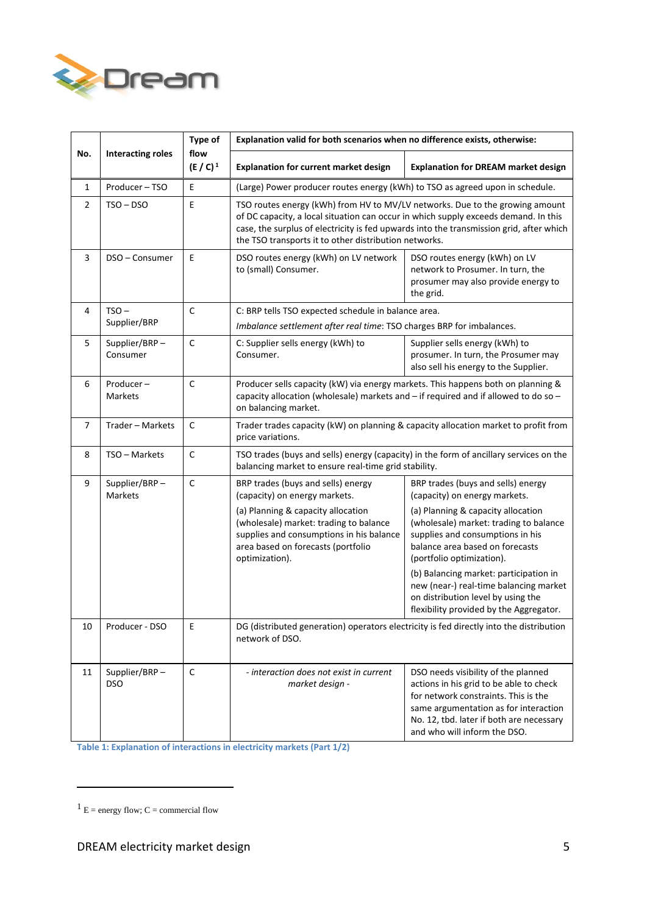| No. | Interacting roles | Type of flow (E / C)[1] | Explanation valid for both scenarios when no difference exists, otherwise: | |
|---|---|---|---|---|
| | | | **Explanation for current market design** | **Explanation for DREAM market design** |
| 1 | Producer – TSO | E | (Large) Power producer routes energy (kWh) to TSO as agreed upon in schedule. | |
| 2 | TSO – DSO | E | TSO routes energy (kWh) from HV to MV/LV networks. Due to the growing amount of DC capacity, a local situation can occur in which supply exceeds demand. In this case, the surplus of electricity is fed upwards into the transmission grid, after which the TSO transports it to other distribution networks. | |
| 3 | DSO – Consumer | E | DSO routes energy (kWh) on LV network to (small) Consumer. | DSO routes energy (kWh) on LV network to Prosumer. In turn, the prosumer may also provide energy to the grid. |
| 4 | TSO – Supplier/BRP | C | C: BRP tells TSO expected schedule in balance area. *Imbalance settlement after real time*: TSO charges BRP for imbalances. | |
| 5 | Supplier/BRP – Consumer | C | C: Supplier sells energy (kWh) to Consumer. | Supplier sells energy (kWh) to prosumer. In turn, the Prosumer may also sell his energy to the Supplier. |
| 6 | Producer – Markets | C | Producer sells capacity (kW) via energy markets. This happens both on planning & capacity allocation (wholesale) markets and – if required and if allowed to do so – on balancing market. | |
| 7 | Trader – Markets | C | Trader trades capacity (kW) on planning & capacity allocation market to profit from price variations. | |
| 8 | TSO – Markets | C | TSO trades (buys and sells) energy (capacity) in the form of ancillary services on the balancing market to ensure real-time grid stability. | |
| 9 | Supplier/BRP – Markets | C | BRP trades (buys and sells) energy (capacity) on energy markets. (a) Planning & capacity allocation (wholesale) market: trading to balance supplies and consumptions in his balance area based on forecasts (portfolio optimization). | BRP trades (buys and sells) energy (capacity) on energy markets. (a) Planning & capacity allocation (wholesale) market: trading to balance supplies and consumptions in his balance area based on forecasts (portfolio optimization). (b) Balancing market: participation in new (near-) real-time balancing market on distribution level by using the flexibility provided by the Aggregator. |
| 10 | Producer - DSO | E | DG (distributed generation) operators electricity is fed directly into the distribution network of DSO. | |
| 11 | Supplier/BRP – DSO | C | *- interaction does not exist in current market design -* | DSO needs visibility of the planned actions in his grid to be able to check for network constraints. This is the same argumentation as for interaction No. 12, tbd. later if both are necessary and who will inform the DSO. |

Table 1: Explanation of interactions in electricity markets (Part 1/2)

[1] E = energy flow; C = commercial flow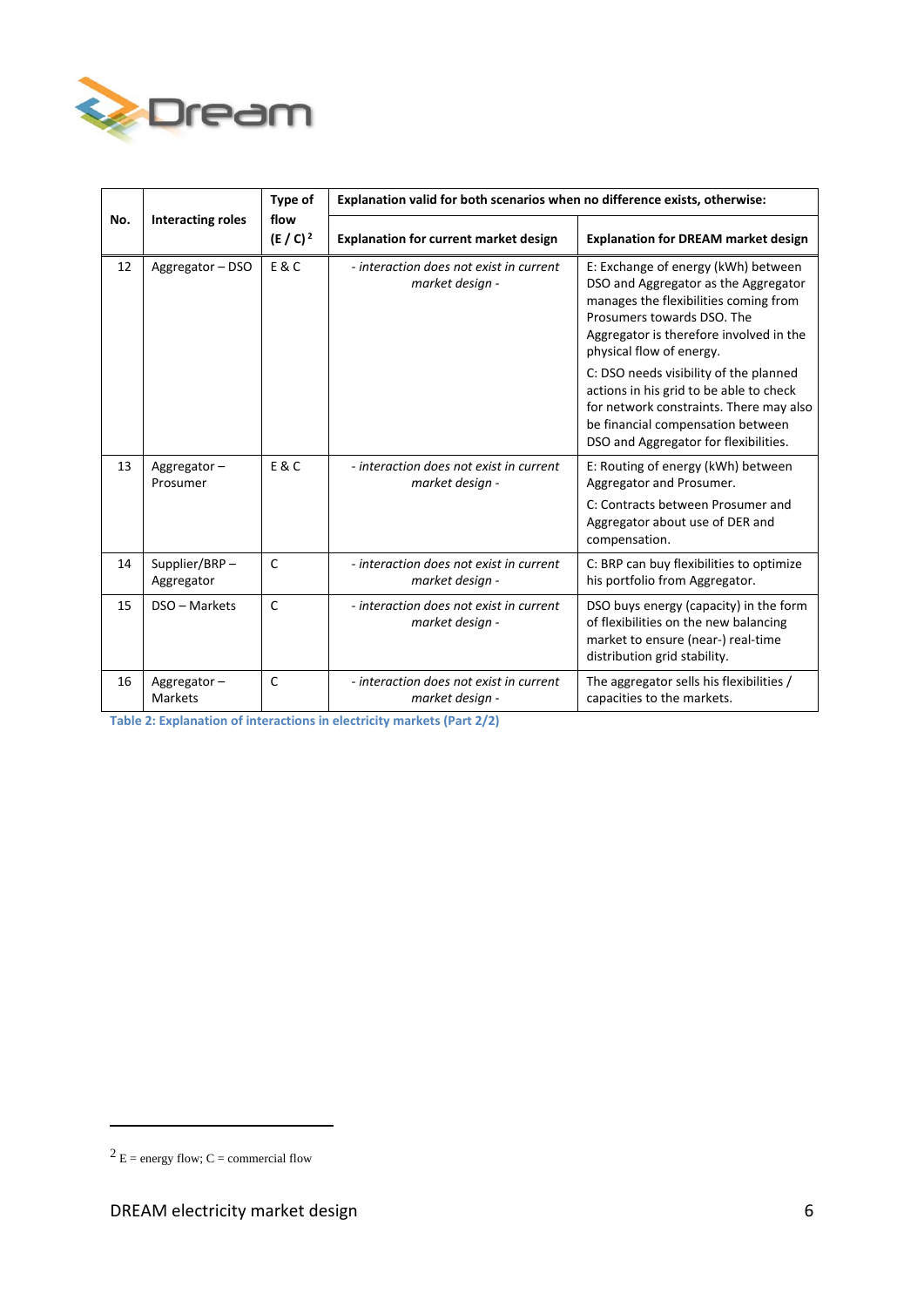| No. | Interacting roles | Type of flow (E / C) [2] | Explanation valid for both scenarios when no difference exists, otherwise: | |
|---|---|---|---|---|
| | | | Explanation for current market design | Explanation for DREAM market design |
| 12 | Aggregator – DSO | E & C | *- interaction does not exist in current market design -* | E: Exchange of energy (kWh) between DSO and Aggregator as the Aggregator manages the flexibilities coming from Prosumers towards DSO. The Aggregator is therefore involved in the physical flow of energy.<br>C: DSO needs visibility of the planned actions in his grid to be able to check for network constraints. There may also be financial compensation between DSO and Aggregator for flexibilities. |
| 13 | Aggregator – Prosumer | E & C | *- interaction does not exist in current market design -* | E: Routing of energy (kWh) between Aggregator and Prosumer.<br>C: Contracts between Prosumer and Aggregator about use of DER and compensation. |
| 14 | Supplier/BRP – Aggregator | C | *- interaction does not exist in current market design -* | C: BRP can buy flexibilities to optimize his portfolio from Aggregator. |
| 15 | DSO – Markets | C | *- interaction does not exist in current market design -* | DSO buys energy (capacity) in the form of flexibilities on the new balancing market to ensure (near-) real-time distribution grid stability. |
| 16 | Aggregator – Markets | C | *- interaction does not exist in current market design -* | The aggregator sells his flexibilities / capacities to the markets. |

Table 2: Explanation of interactions in electricity markets (Part 2/2)

[2] E = energy flow; C = commercial flow